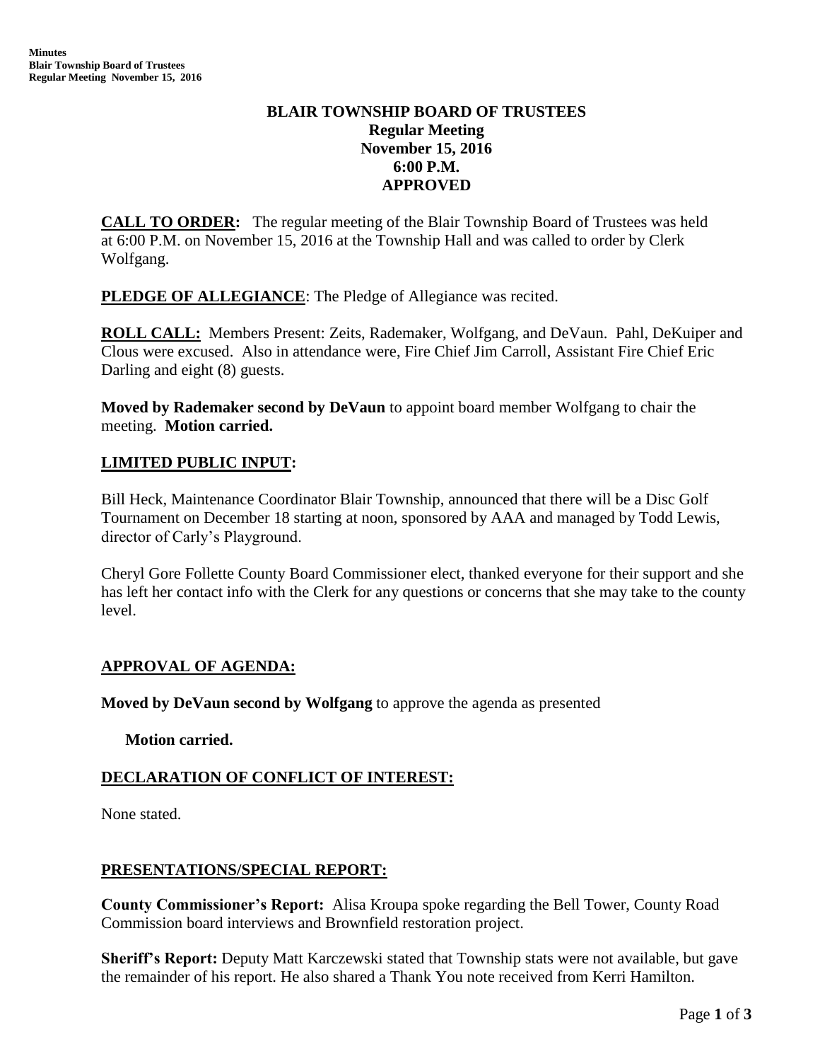# BLAIR TOWNSHIP BOARD OF TRUSTEES
## Regular Meeting
## November 15, 2016
## 6:00 P.M.
## APPROVED

**CALL TO ORDER:** The regular meeting of the Blair Township Board of Trustees was held at 6:00 P.M. on November 15, 2016 at the Township Hall and was called to order by Clerk Wolfgang.

**PLEDGE OF ALLEGIANCE**: The Pledge of Allegiance was recited.

**ROLL CALL:** Members Present: Zeits, Rademaker, Wolfgang, and DeVaun. Pahl, DeKuiper and Clous were excused. Also in attendance were, Fire Chief Jim Carroll, Assistant Fire Chief Eric Darling and eight (8) guests.

**Moved by Rademaker second by DeVaun** to appoint board member Wolfgang to chair the meeting. **Motion carried.**

**LIMITED PUBLIC INPUT:**

Bill Heck, Maintenance Coordinator Blair Township, announced that there will be a Disc Golf Tournament on December 18 starting at noon, sponsored by AAA and managed by Todd Lewis, director of Carly's Playground.

Cheryl Gore Follette County Board Commissioner elect, thanked everyone for their support and she has left her contact info with the Clerk for any questions or concerns that she may take to the county level.

**APPROVAL OF AGENDA:**

**Moved by DeVaun second by Wolfgang** to approve the agenda as presented

**Motion carried.**

**DECLARATION OF CONFLICT OF INTEREST:**

None stated.

**PRESENTATIONS/SPECIAL REPORT:**

**County Commissioner's Report:** Alisa Kroupa spoke regarding the Bell Tower, County Road Commission board interviews and Brownfield restoration project.

**Sheriff's Report:** Deputy Matt Karczewski stated that Township stats were not available, but gave the remainder of his report. He also shared a Thank You note received from Kerri Hamilton.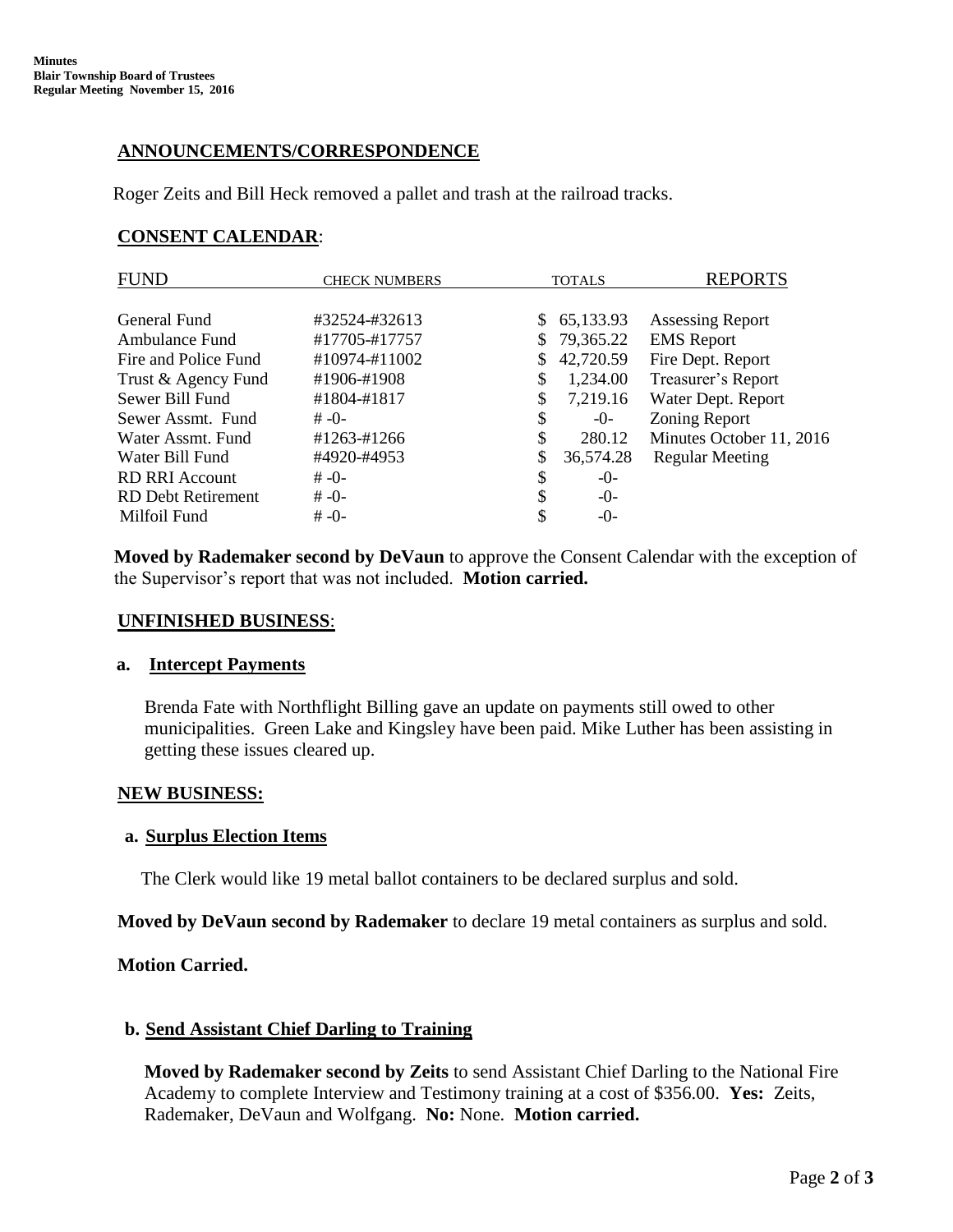## ANNOUNCEMENTS/CORRESPONDENCE

Roger Zeits and Bill Heck removed a pallet and trash at the railroad tracks.

## CONSENT CALENDAR:

| FUND | CHECK NUMBERS | TOTALS | REPORTS |
|---|---|---|---|
| General Fund | #32524-#32613 | $ 65,133.93 | Assessing Report |
| Ambulance Fund | #17705-#17757 | $ 79,365.22 | EMS Report |
| Fire and Police Fund | #10974-#11002 | $ 42,720.59 | Fire Dept. Report |
| Trust & Agency Fund | #1906-#1908 | $ 1,234.00 | Treasurer's Report |
| Sewer Bill Fund | #1804-#1817 | $ 7,219.16 | Water Dept. Report |
| Sewer Assmt. Fund | # -0- | $ -0- | Zoning Report |
| Water Assmt. Fund | #1263-#1266 | $ 280.12 | Minutes October 11, 2016 |
| Water Bill Fund | #4920-#4953 | $ 36,574.28 | Regular Meeting |
| RD RRI Account | # -0- | $ -0- | |
| RD Debt Retirement | # -0- | $ -0- | |
| Milfoil Fund | # -0- | $ -0- | |

**Moved by Rademaker second by DeVaun** to approve the Consent Calendar with the exception of the Supervisor's report that was not included. **Motion carried.**

## UNFINISHED BUSINESS:

### a. Intercept Payments

Brenda Fate with Northflight Billing gave an update on payments still owed to other municipalities. Green Lake and Kingsley have been paid. Mike Luther has been assisting in getting these issues cleared up.

## NEW BUSINESS:

### a. Surplus Election Items

The Clerk would like 19 metal ballot containers to be declared surplus and sold.

**Moved by DeVaun second by Rademaker** to declare 19 metal containers as surplus and sold.

**Motion Carried.**

### b. Send Assistant Chief Darling to Training

**Moved by Rademaker second by Zeits** to send Assistant Chief Darling to the National Fire Academy to complete Interview and Testimony training at a cost of $356.00. **Yes:** Zeits, Rademaker, DeVaun and Wolfgang. **No:** None. **Motion carried.**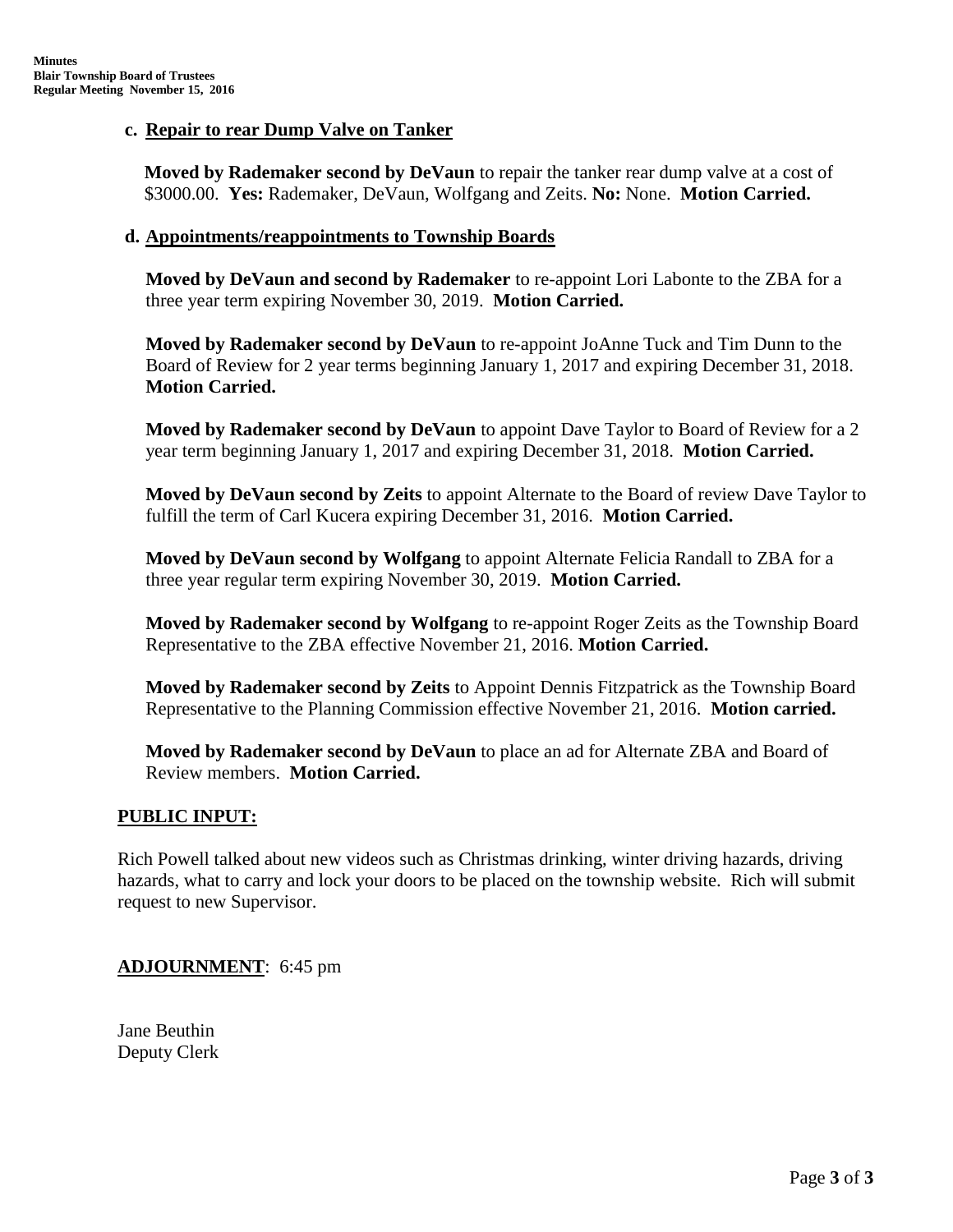**c. Repair to rear Dump Valve on Tanker**

**Moved by Rademaker second by DeVaun** to repair the tanker rear dump valve at a cost of $3000.00. **Yes:** Rademaker, DeVaun, Wolfgang and Zeits. **No:** None. **Motion Carried.**

**d. Appointments/reappointments to Township Boards**

**Moved by DeVaun and second by Rademaker** to re-appoint Lori Labonte to the ZBA for a three year term expiring November 30, 2019. **Motion Carried.**

**Moved by Rademaker second by DeVaun** to re-appoint JoAnne Tuck and Tim Dunn to the Board of Review for 2 year terms beginning January 1, 2017 and expiring December 31, 2018. **Motion Carried.**

**Moved by Rademaker second by DeVaun** to appoint Dave Taylor to Board of Review for a 2 year term beginning January 1, 2017 and expiring December 31, 2018. **Motion Carried.**

**Moved by DeVaun second by Zeits** to appoint Alternate to the Board of review Dave Taylor to fulfill the term of Carl Kucera expiring December 31, 2016. **Motion Carried.**

**Moved by DeVaun second by Wolfgang** to appoint Alternate Felicia Randall to ZBA for a three year regular term expiring November 30, 2019. **Motion Carried.**

**Moved by Rademaker second by Wolfgang** to re-appoint Roger Zeits as the Township Board Representative to the ZBA effective November 21, 2016. **Motion Carried.**

**Moved by Rademaker second by Zeits** to Appoint Dennis Fitzpatrick as the Township Board Representative to the Planning Commission effective November 21, 2016. **Motion carried.**

**Moved by Rademaker second by DeVaun** to place an ad for Alternate ZBA and Board of Review members. **Motion Carried.**

**PUBLIC INPUT:**

Rich Powell talked about new videos such as Christmas drinking, winter driving hazards, driving hazards, what to carry and lock your doors to be placed on the township website. Rich will submit request to new Supervisor.

**ADJOURNMENT**: 6:45 pm

Jane Beuthin
Deputy Clerk